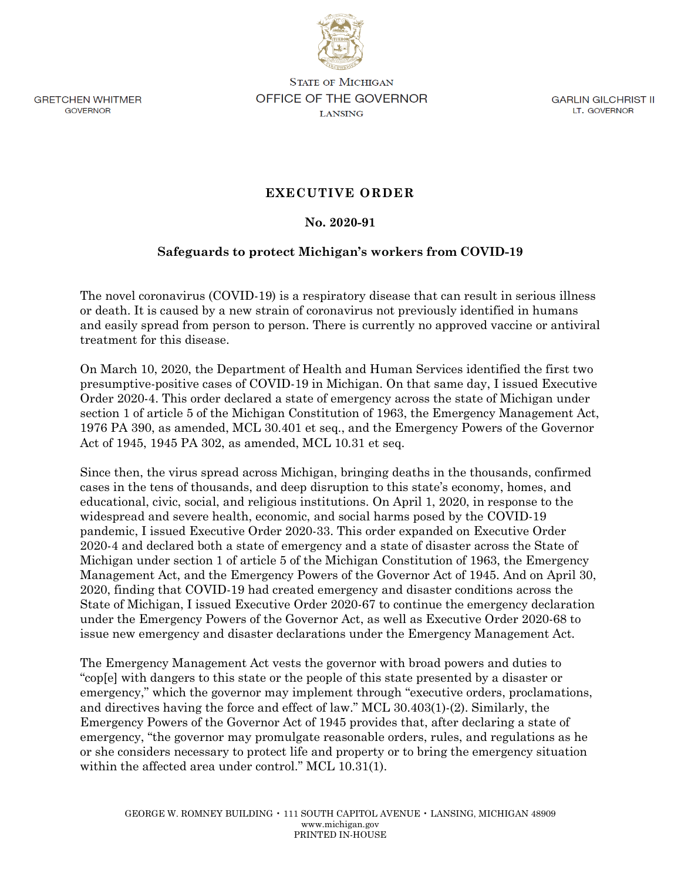GRETCHEN WHITMER
GOVERNOR

STATE OF MICHIGAN
OFFICE OF THE GOVERNOR
LANSING

GARLIN GILCHRIST II
LT. GOVERNOR

# EXECUTIVE ORDER

## No. 2020-91

## Safeguards to protect Michigan's workers from COVID-19

The novel coronavirus (COVID-19) is a respiratory disease that can result in serious illness or death. It is caused by a new strain of coronavirus not previously identified in humans and easily spread from person to person. There is currently no approved vaccine or antiviral treatment for this disease.

On March 10, 2020, the Department of Health and Human Services identified the first two presumptive-positive cases of COVID-19 in Michigan. On that same day, I issued Executive Order 2020-4. This order declared a state of emergency across the state of Michigan under section 1 of article 5 of the Michigan Constitution of 1963, the Emergency Management Act, 1976 PA 390, as amended, MCL 30.401 et seq., and the Emergency Powers of the Governor Act of 1945, 1945 PA 302, as amended, MCL 10.31 et seq.

Since then, the virus spread across Michigan, bringing deaths in the thousands, confirmed cases in the tens of thousands, and deep disruption to this state's economy, homes, and educational, civic, social, and religious institutions. On April 1, 2020, in response to the widespread and severe health, economic, and social harms posed by the COVID-19 pandemic, I issued Executive Order 2020-33. This order expanded on Executive Order 2020-4 and declared both a state of emergency and a state of disaster across the State of Michigan under section 1 of article 5 of the Michigan Constitution of 1963, the Emergency Management Act, and the Emergency Powers of the Governor Act of 1945. And on April 30, 2020, finding that COVID-19 had created emergency and disaster conditions across the State of Michigan, I issued Executive Order 2020-67 to continue the emergency declaration under the Emergency Powers of the Governor Act, as well as Executive Order 2020-68 to issue new emergency and disaster declarations under the Emergency Management Act.

The Emergency Management Act vests the governor with broad powers and duties to "cop[e] with dangers to this state or the people of this state presented by a disaster or emergency," which the governor may implement through "executive orders, proclamations, and directives having the force and effect of law." MCL 30.403(1)-(2). Similarly, the Emergency Powers of the Governor Act of 1945 provides that, after declaring a state of emergency, "the governor may promulgate reasonable orders, rules, and regulations as he or she considers necessary to protect life and property or to bring the emergency situation within the affected area under control." MCL 10.31(1).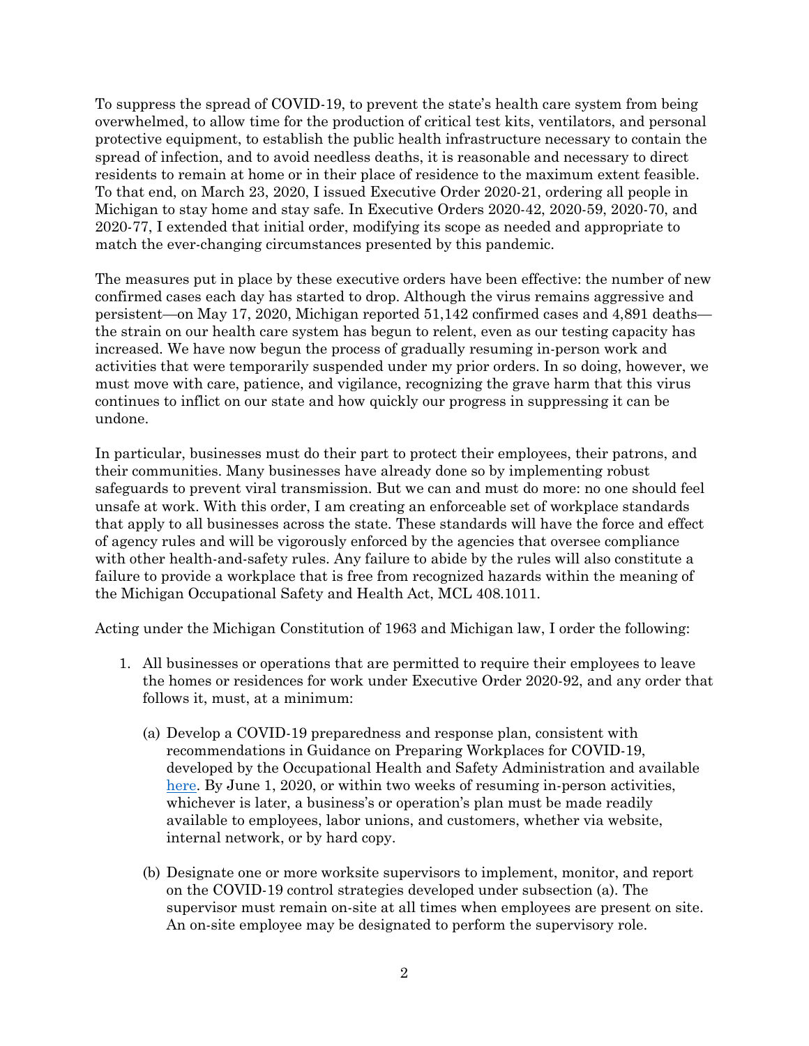To suppress the spread of COVID-19, to prevent the state's health care system from being overwhelmed, to allow time for the production of critical test kits, ventilators, and personal protective equipment, to establish the public health infrastructure necessary to contain the spread of infection, and to avoid needless deaths, it is reasonable and necessary to direct residents to remain at home or in their place of residence to the maximum extent feasible. To that end, on March 23, 2020, I issued Executive Order 2020-21, ordering all people in Michigan to stay home and stay safe. In Executive Orders 2020-42, 2020-59, 2020-70, and 2020-77, I extended that initial order, modifying its scope as needed and appropriate to match the ever-changing circumstances presented by this pandemic.

The measures put in place by these executive orders have been effective: the number of new confirmed cases each day has started to drop. Although the virus remains aggressive and persistent—on May 17, 2020, Michigan reported 51,142 confirmed cases and 4,891 deaths—the strain on our health care system has begun to relent, even as our testing capacity has increased. We have now begun the process of gradually resuming in-person work and activities that were temporarily suspended under my prior orders. In so doing, however, we must move with care, patience, and vigilance, recognizing the grave harm that this virus continues to inflict on our state and how quickly our progress in suppressing it can be undone.

In particular, businesses must do their part to protect their employees, their patrons, and their communities. Many businesses have already done so by implementing robust safeguards to prevent viral transmission. But we can and must do more: no one should feel unsafe at work. With this order, I am creating an enforceable set of workplace standards that apply to all businesses across the state. These standards will have the force and effect of agency rules and will be vigorously enforced by the agencies that oversee compliance with other health-and-safety rules. Any failure to abide by the rules will also constitute a failure to provide a workplace that is free from recognized hazards within the meaning of the Michigan Occupational Safety and Health Act, MCL 408.1011.

Acting under the Michigan Constitution of 1963 and Michigan law, I order the following:

1. All businesses or operations that are permitted to require their employees to leave the homes or residences for work under Executive Order 2020-92, and any order that follows it, must, at a minimum:

   (a) Develop a COVID-19 preparedness and response plan, consistent with recommendations in Guidance on Preparing Workplaces for COVID-19, developed by the Occupational Health and Safety Administration and available here. By June 1, 2020, or within two weeks of resuming in-person activities, whichever is later, a business's or operation's plan must be made readily available to employees, labor unions, and customers, whether via website, internal network, or by hard copy.

   (b) Designate one or more worksite supervisors to implement, monitor, and report on the COVID-19 control strategies developed under subsection (a). The supervisor must remain on-site at all times when employees are present on site. An on-site employee may be designated to perform the supervisory role.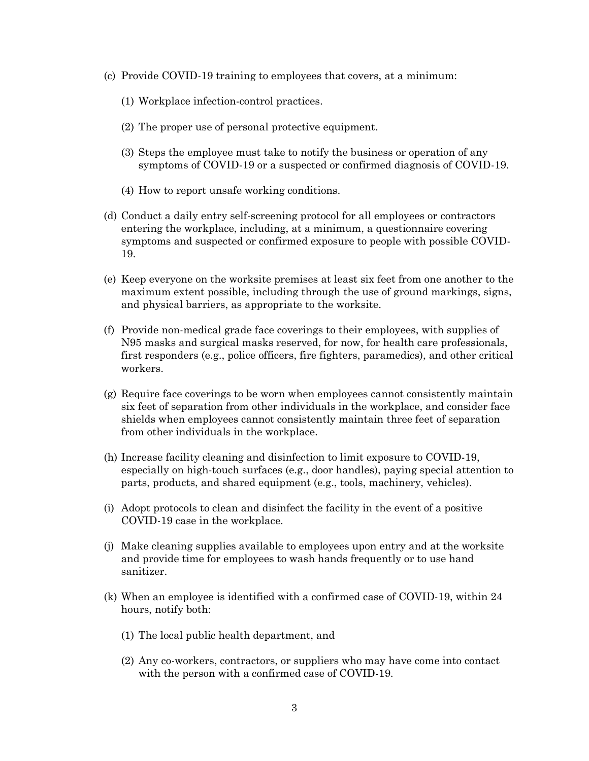(c) Provide COVID-19 training to employees that covers, at a minimum:

  (1) Workplace infection-control practices.

  (2) The proper use of personal protective equipment.

  (3) Steps the employee must take to notify the business or operation of any symptoms of COVID-19 or a suspected or confirmed diagnosis of COVID-19.

  (4) How to report unsafe working conditions.

(d) Conduct a daily entry self-screening protocol for all employees or contractors entering the workplace, including, at a minimum, a questionnaire covering symptoms and suspected or confirmed exposure to people with possible COVID-19.

(e) Keep everyone on the worksite premises at least six feet from one another to the maximum extent possible, including through the use of ground markings, signs, and physical barriers, as appropriate to the worksite.

(f) Provide non-medical grade face coverings to their employees, with supplies of N95 masks and surgical masks reserved, for now, for health care professionals, first responders (e.g., police officers, fire fighters, paramedics), and other critical workers.

(g) Require face coverings to be worn when employees cannot consistently maintain six feet of separation from other individuals in the workplace, and consider face shields when employees cannot consistently maintain three feet of separation from other individuals in the workplace.

(h) Increase facility cleaning and disinfection to limit exposure to COVID-19, especially on high-touch surfaces (e.g., door handles), paying special attention to parts, products, and shared equipment (e.g., tools, machinery, vehicles).

(i) Adopt protocols to clean and disinfect the facility in the event of a positive COVID-19 case in the workplace.

(j) Make cleaning supplies available to employees upon entry and at the worksite and provide time for employees to wash hands frequently or to use hand sanitizer.

(k) When an employee is identified with a confirmed case of COVID-19, within 24 hours, notify both:

  (1) The local public health department, and

  (2) Any co-workers, contractors, or suppliers who may have come into contact with the person with a confirmed case of COVID-19.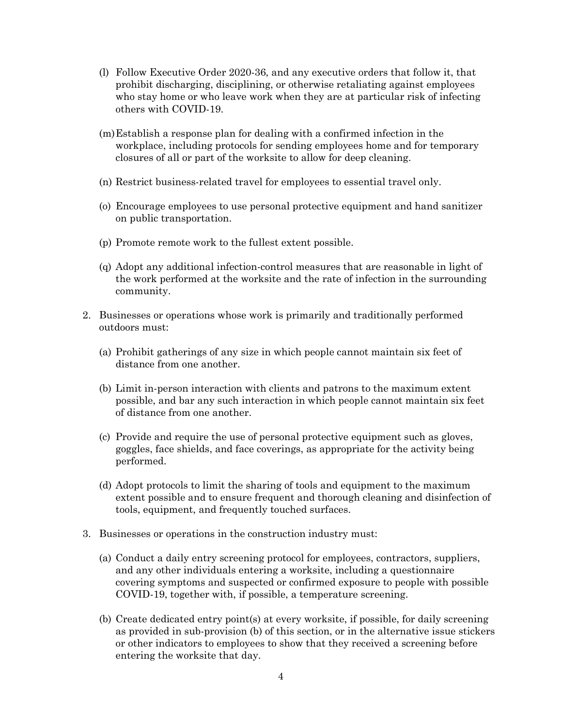(l) Follow Executive Order 2020-36, and any executive orders that follow it, that prohibit discharging, disciplining, or otherwise retaliating against employees who stay home or who leave work when they are at particular risk of infecting others with COVID-19.

(m) Establish a response plan for dealing with a confirmed infection in the workplace, including protocols for sending employees home and for temporary closures of all or part of the worksite to allow for deep cleaning.

(n) Restrict business-related travel for employees to essential travel only.

(o) Encourage employees to use personal protective equipment and hand sanitizer on public transportation.

(p) Promote remote work to the fullest extent possible.

(q) Adopt any additional infection-control measures that are reasonable in light of the work performed at the worksite and the rate of infection in the surrounding community.

2. Businesses or operations whose work is primarily and traditionally performed outdoors must:

   (a) Prohibit gatherings of any size in which people cannot maintain six feet of distance from one another.

   (b) Limit in-person interaction with clients and patrons to the maximum extent possible, and bar any such interaction in which people cannot maintain six feet of distance from one another.

   (c) Provide and require the use of personal protective equipment such as gloves, goggles, face shields, and face coverings, as appropriate for the activity being performed.

   (d) Adopt protocols to limit the sharing of tools and equipment to the maximum extent possible and to ensure frequent and thorough cleaning and disinfection of tools, equipment, and frequently touched surfaces.

3. Businesses or operations in the construction industry must:

   (a) Conduct a daily entry screening protocol for employees, contractors, suppliers, and any other individuals entering a worksite, including a questionnaire covering symptoms and suspected or confirmed exposure to people with possible COVID-19, together with, if possible, a temperature screening.

   (b) Create dedicated entry point(s) at every worksite, if possible, for daily screening as provided in sub-provision (b) of this section, or in the alternative issue stickers or other indicators to employees to show that they received a screening before entering the worksite that day.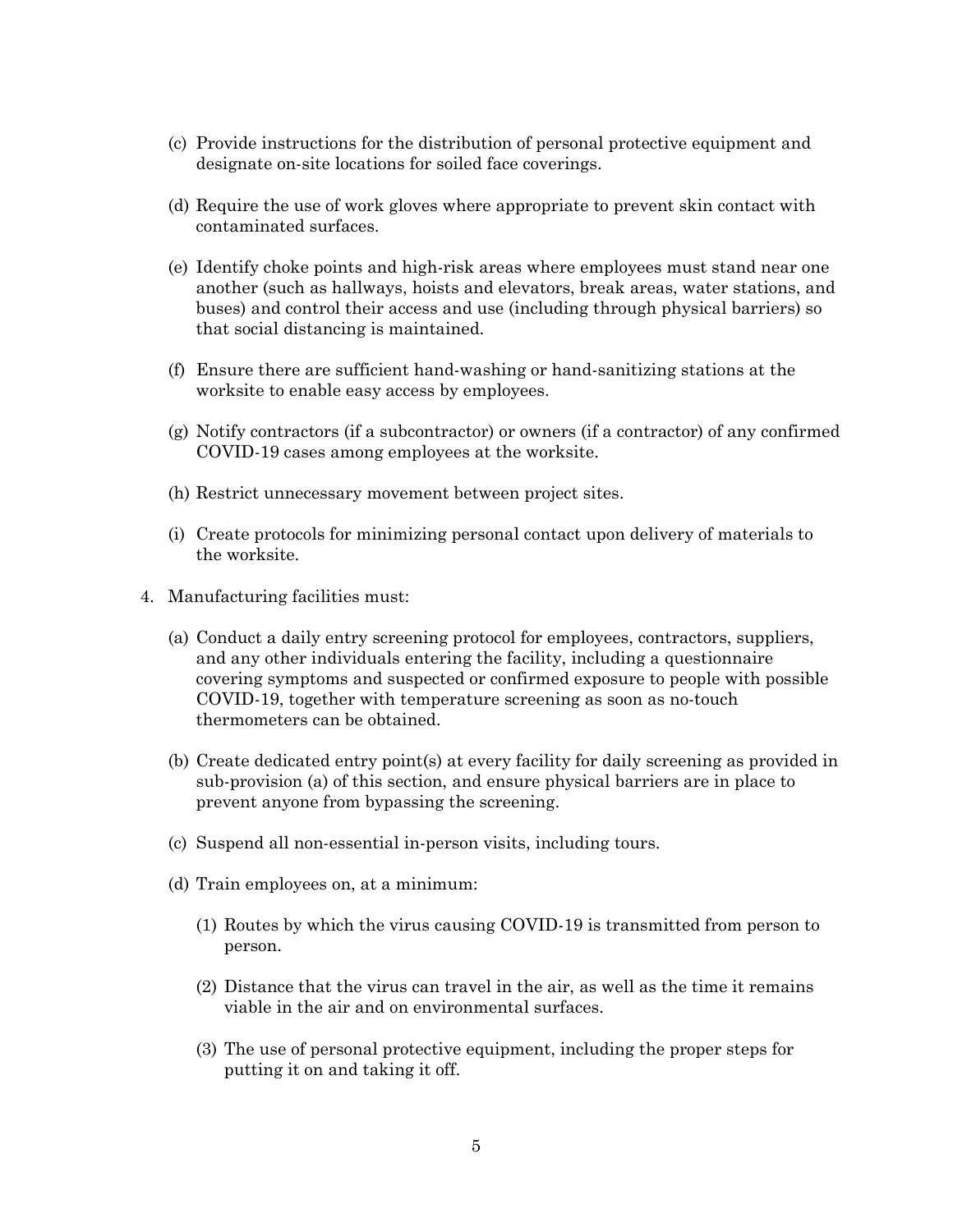(c) Provide instructions for the distribution of personal protective equipment and designate on-site locations for soiled face coverings.

(d) Require the use of work gloves where appropriate to prevent skin contact with contaminated surfaces.

(e) Identify choke points and high-risk areas where employees must stand near one another (such as hallways, hoists and elevators, break areas, water stations, and buses) and control their access and use (including through physical barriers) so that social distancing is maintained.

(f) Ensure there are sufficient hand-washing or hand-sanitizing stations at the worksite to enable easy access by employees.

(g) Notify contractors (if a subcontractor) or owners (if a contractor) of any confirmed COVID-19 cases among employees at the worksite.

(h) Restrict unnecessary movement between project sites.

(i) Create protocols for minimizing personal contact upon delivery of materials to the worksite.

4. Manufacturing facilities must:

   (a) Conduct a daily entry screening protocol for employees, contractors, suppliers, and any other individuals entering the facility, including a questionnaire covering symptoms and suspected or confirmed exposure to people with possible COVID-19, together with temperature screening as soon as no-touch thermometers can be obtained.

   (b) Create dedicated entry point(s) at every facility for daily screening as provided in sub-provision (a) of this section, and ensure physical barriers are in place to prevent anyone from bypassing the screening.

   (c) Suspend all non-essential in-person visits, including tours.

   (d) Train employees on, at a minimum:

      (1) Routes by which the virus causing COVID-19 is transmitted from person to person.

      (2) Distance that the virus can travel in the air, as well as the time it remains viable in the air and on environmental surfaces.

      (3) The use of personal protective equipment, including the proper steps for putting it on and taking it off.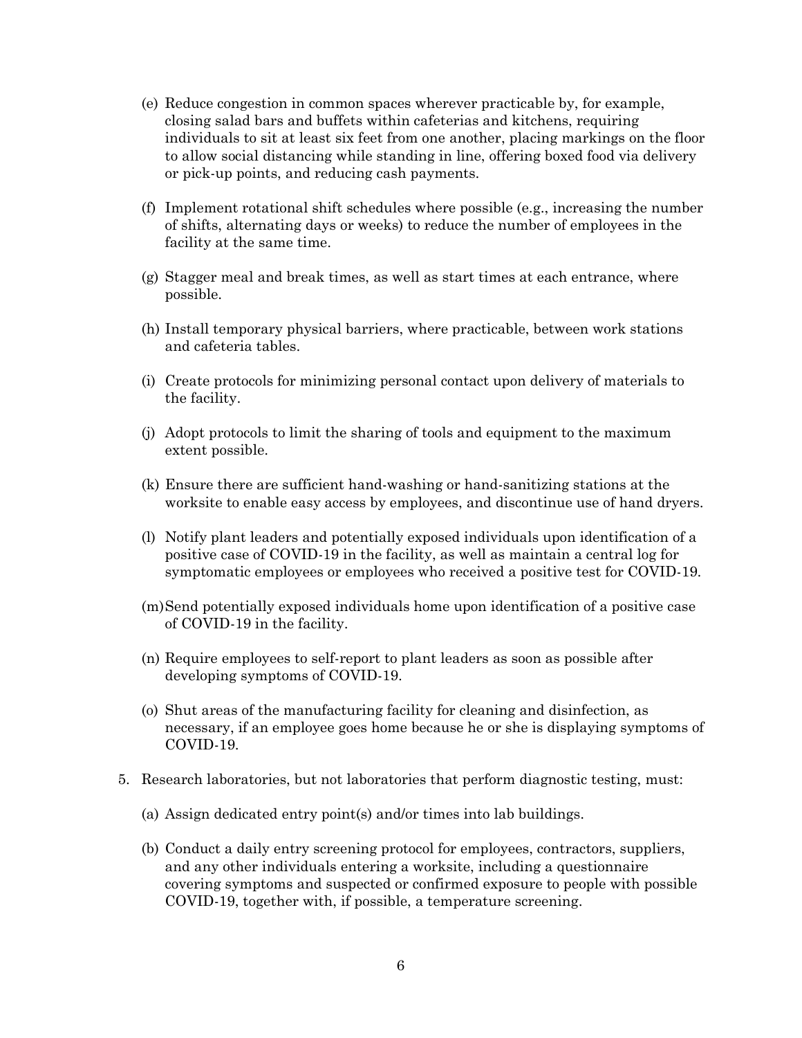(e) Reduce congestion in common spaces wherever practicable by, for example, closing salad bars and buffets within cafeterias and kitchens, requiring individuals to sit at least six feet from one another, placing markings on the floor to allow social distancing while standing in line, offering boxed food via delivery or pick-up points, and reducing cash payments.

(f) Implement rotational shift schedules where possible (e.g., increasing the number of shifts, alternating days or weeks) to reduce the number of employees in the facility at the same time.

(g) Stagger meal and break times, as well as start times at each entrance, where possible.

(h) Install temporary physical barriers, where practicable, between work stations and cafeteria tables.

(i) Create protocols for minimizing personal contact upon delivery of materials to the facility.

(j) Adopt protocols to limit the sharing of tools and equipment to the maximum extent possible.

(k) Ensure there are sufficient hand-washing or hand-sanitizing stations at the worksite to enable easy access by employees, and discontinue use of hand dryers.

(l) Notify plant leaders and potentially exposed individuals upon identification of a positive case of COVID-19 in the facility, as well as maintain a central log for symptomatic employees or employees who received a positive test for COVID-19.

(m) Send potentially exposed individuals home upon identification of a positive case of COVID-19 in the facility.

(n) Require employees to self-report to plant leaders as soon as possible after developing symptoms of COVID-19.

(o) Shut areas of the manufacturing facility for cleaning and disinfection, as necessary, if an employee goes home because he or she is displaying symptoms of COVID-19.

5. Research laboratories, but not laboratories that perform diagnostic testing, must:

   (a) Assign dedicated entry point(s) and/or times into lab buildings.

   (b) Conduct a daily entry screening protocol for employees, contractors, suppliers, and any other individuals entering a worksite, including a questionnaire covering symptoms and suspected or confirmed exposure to people with possible COVID-19, together with, if possible, a temperature screening.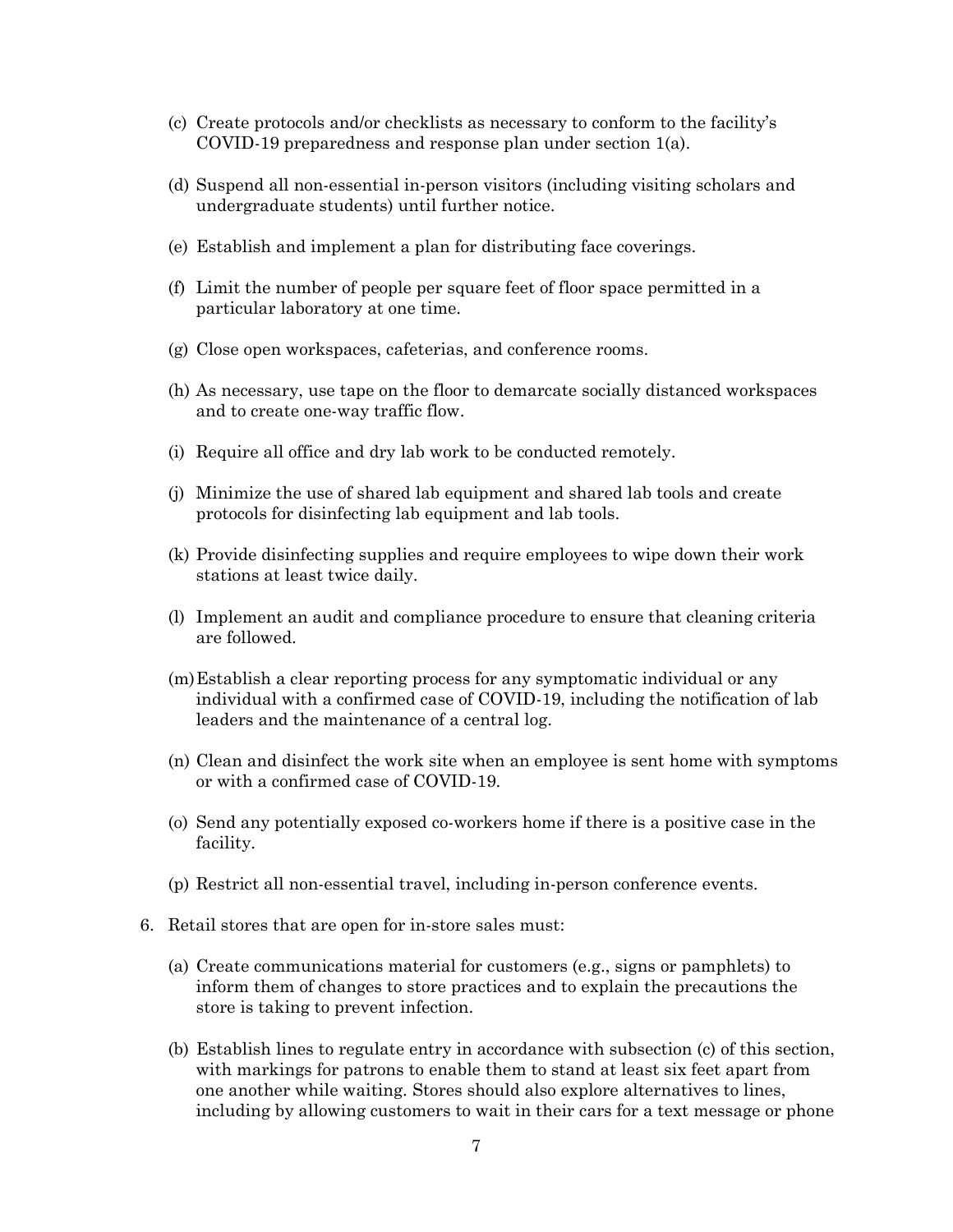(c) Create protocols and/or checklists as necessary to conform to the facility's COVID-19 preparedness and response plan under section 1(a).

(d) Suspend all non-essential in-person visitors (including visiting scholars and undergraduate students) until further notice.

(e) Establish and implement a plan for distributing face coverings.

(f) Limit the number of people per square feet of floor space permitted in a particular laboratory at one time.

(g) Close open workspaces, cafeterias, and conference rooms.

(h) As necessary, use tape on the floor to demarcate socially distanced workspaces and to create one-way traffic flow.

(i) Require all office and dry lab work to be conducted remotely.

(j) Minimize the use of shared lab equipment and shared lab tools and create protocols for disinfecting lab equipment and lab tools.

(k) Provide disinfecting supplies and require employees to wipe down their work stations at least twice daily.

(l) Implement an audit and compliance procedure to ensure that cleaning criteria are followed.

(m) Establish a clear reporting process for any symptomatic individual or any individual with a confirmed case of COVID-19, including the notification of lab leaders and the maintenance of a central log.

(n) Clean and disinfect the work site when an employee is sent home with symptoms or with a confirmed case of COVID-19.

(o) Send any potentially exposed co-workers home if there is a positive case in the facility.

(p) Restrict all non-essential travel, including in-person conference events.

6. Retail stores that are open for in-store sales must:

   (a) Create communications material for customers (e.g., signs or pamphlets) to inform them of changes to store practices and to explain the precautions the store is taking to prevent infection.

   (b) Establish lines to regulate entry in accordance with subsection (c) of this section, with markings for patrons to enable them to stand at least six feet apart from one another while waiting. Stores should also explore alternatives to lines, including by allowing customers to wait in their cars for a text message or phone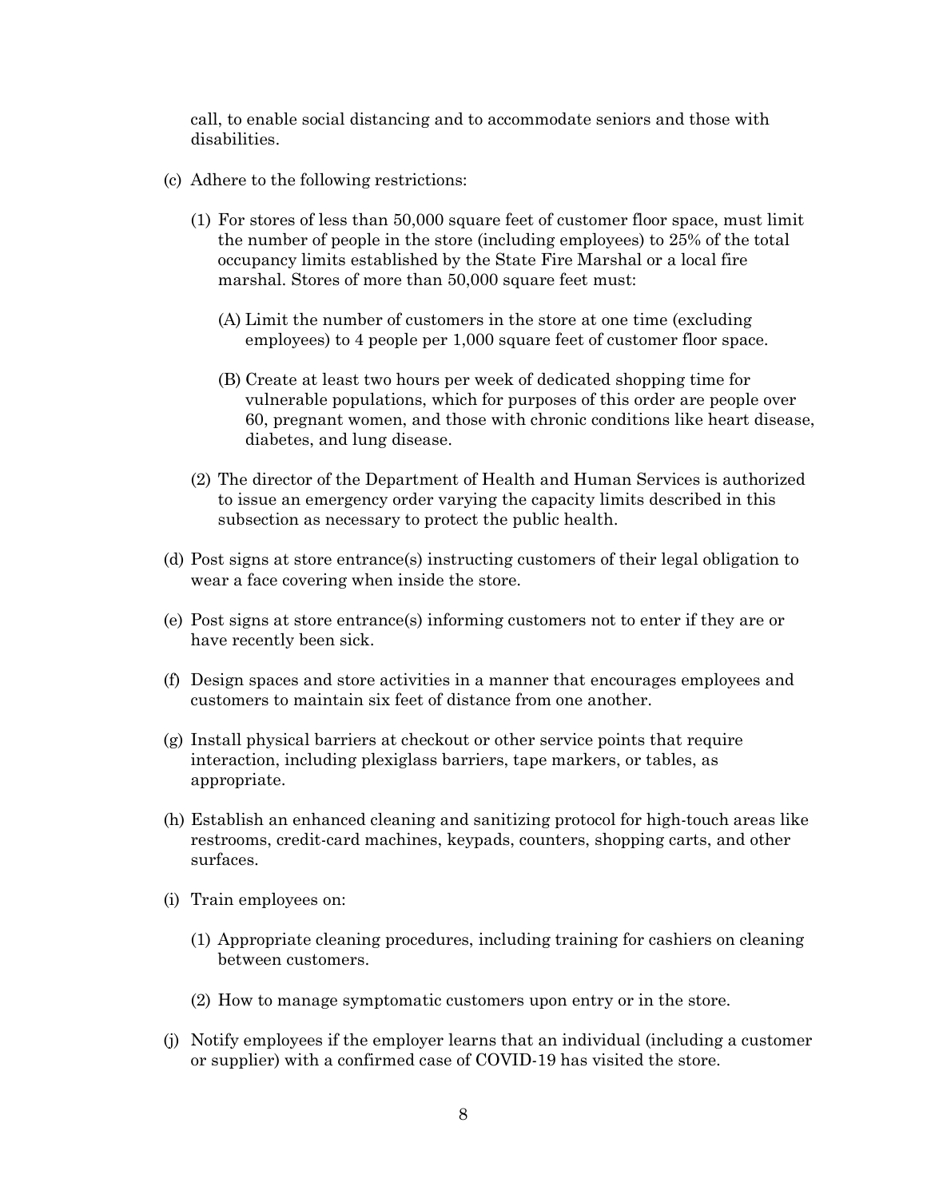call, to enable social distancing and to accommodate seniors and those with disabilities.

(c) Adhere to the following restrictions:

  (1) For stores of less than 50,000 square feet of customer floor space, must limit the number of people in the store (including employees) to 25% of the total occupancy limits established by the State Fire Marshal or a local fire marshal. Stores of more than 50,000 square feet must:

    (A) Limit the number of customers in the store at one time (excluding employees) to 4 people per 1,000 square feet of customer floor space.

    (B) Create at least two hours per week of dedicated shopping time for vulnerable populations, which for purposes of this order are people over 60, pregnant women, and those with chronic conditions like heart disease, diabetes, and lung disease.

  (2) The director of the Department of Health and Human Services is authorized to issue an emergency order varying the capacity limits described in this subsection as necessary to protect the public health.

(d) Post signs at store entrance(s) instructing customers of their legal obligation to wear a face covering when inside the store.

(e) Post signs at store entrance(s) informing customers not to enter if they are or have recently been sick.

(f) Design spaces and store activities in a manner that encourages employees and customers to maintain six feet of distance from one another.

(g) Install physical barriers at checkout or other service points that require interaction, including plexiglass barriers, tape markers, or tables, as appropriate.

(h) Establish an enhanced cleaning and sanitizing protocol for high-touch areas like restrooms, credit-card machines, keypads, counters, shopping carts, and other surfaces.

(i) Train employees on:

  (1) Appropriate cleaning procedures, including training for cashiers on cleaning between customers.

  (2) How to manage symptomatic customers upon entry or in the store.

(j) Notify employees if the employer learns that an individual (including a customer or supplier) with a confirmed case of COVID-19 has visited the store.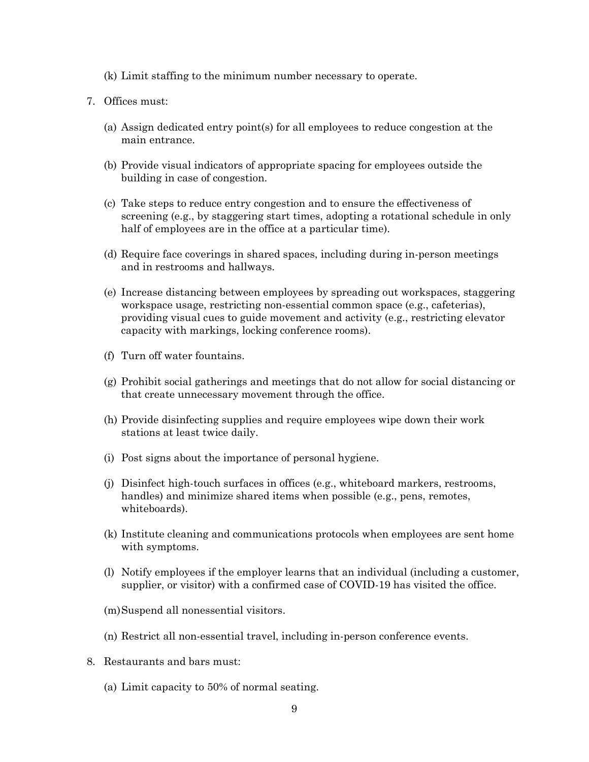(k) Limit staffing to the minimum number necessary to operate.

7. Offices must:

   (a) Assign dedicated entry point(s) for all employees to reduce congestion at the main entrance.

   (b) Provide visual indicators of appropriate spacing for employees outside the building in case of congestion.

   (c) Take steps to reduce entry congestion and to ensure the effectiveness of screening (e.g., by staggering start times, adopting a rotational schedule in only half of employees are in the office at a particular time).

   (d) Require face coverings in shared spaces, including during in-person meetings and in restrooms and hallways.

   (e) Increase distancing between employees by spreading out workspaces, staggering workspace usage, restricting non-essential common space (e.g., cafeterias), providing visual cues to guide movement and activity (e.g., restricting elevator capacity with markings, locking conference rooms).

   (f) Turn off water fountains.

   (g) Prohibit social gatherings and meetings that do not allow for social distancing or that create unnecessary movement through the office.

   (h) Provide disinfecting supplies and require employees wipe down their work stations at least twice daily.

   (i) Post signs about the importance of personal hygiene.

   (j) Disinfect high-touch surfaces in offices (e.g., whiteboard markers, restrooms, handles) and minimize shared items when possible (e.g., pens, remotes, whiteboards).

   (k) Institute cleaning and communications protocols when employees are sent home with symptoms.

   (l) Notify employees if the employer learns that an individual (including a customer, supplier, or visitor) with a confirmed case of COVID-19 has visited the office.

   (m) Suspend all nonessential visitors.

   (n) Restrict all non-essential travel, including in-person conference events.

8. Restaurants and bars must:

   (a) Limit capacity to 50% of normal seating.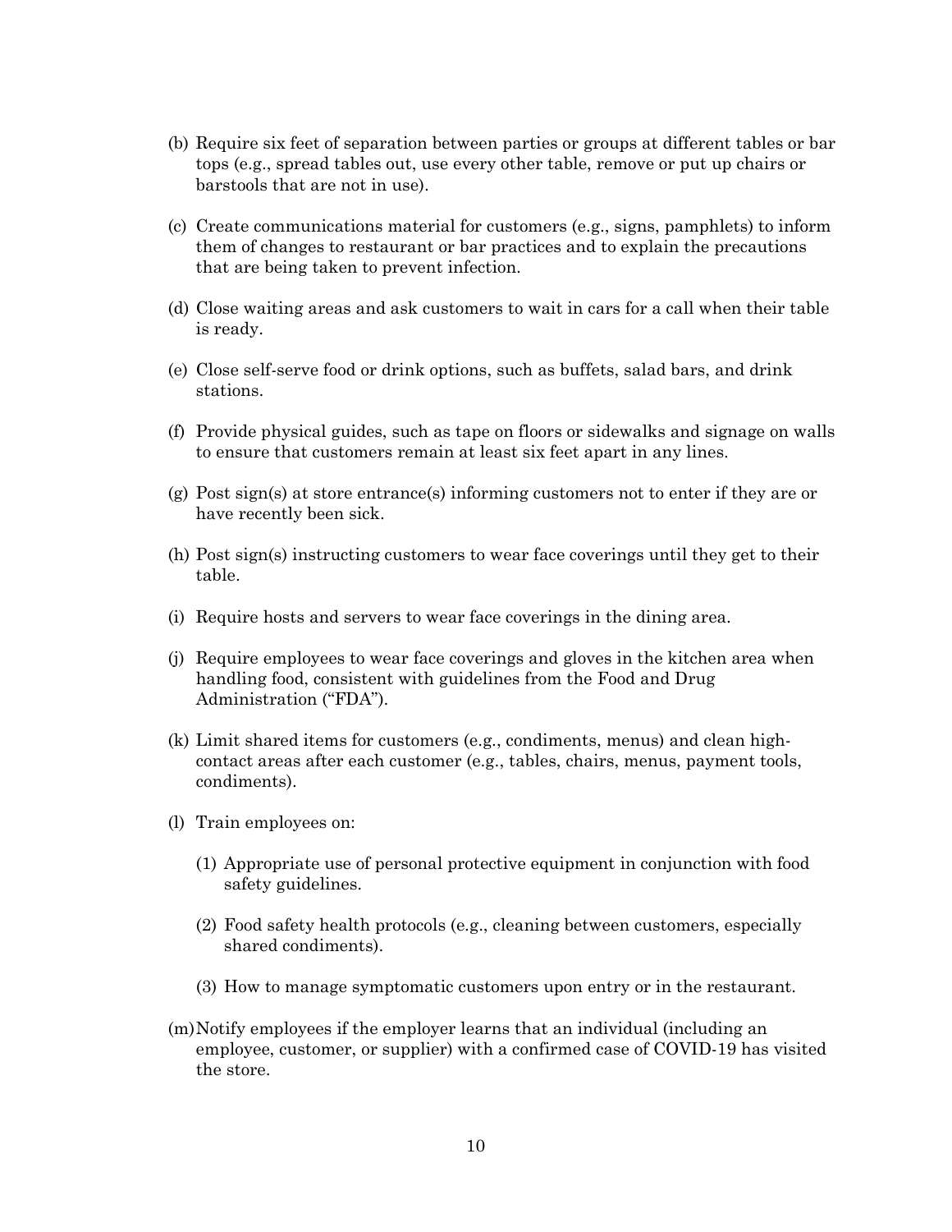(b) Require six feet of separation between parties or groups at different tables or bar tops (e.g., spread tables out, use every other table, remove or put up chairs or barstools that are not in use).

(c) Create communications material for customers (e.g., signs, pamphlets) to inform them of changes to restaurant or bar practices and to explain the precautions that are being taken to prevent infection.

(d) Close waiting areas and ask customers to wait in cars for a call when their table is ready.

(e) Close self-serve food or drink options, such as buffets, salad bars, and drink stations.

(f) Provide physical guides, such as tape on floors or sidewalks and signage on walls to ensure that customers remain at least six feet apart in any lines.

(g) Post sign(s) at store entrance(s) informing customers not to enter if they are or have recently been sick.

(h) Post sign(s) instructing customers to wear face coverings until they get to their table.

(i) Require hosts and servers to wear face coverings in the dining area.

(j) Require employees to wear face coverings and gloves in the kitchen area when handling food, consistent with guidelines from the Food and Drug Administration ("FDA").

(k) Limit shared items for customers (e.g., condiments, menus) and clean high-contact areas after each customer (e.g., tables, chairs, menus, payment tools, condiments).

(l) Train employees on:

   (1) Appropriate use of personal protective equipment in conjunction with food safety guidelines.

   (2) Food safety health protocols (e.g., cleaning between customers, especially shared condiments).

   (3) How to manage symptomatic customers upon entry or in the restaurant.

(m) Notify employees if the employer learns that an individual (including an employee, customer, or supplier) with a confirmed case of COVID-19 has visited the store.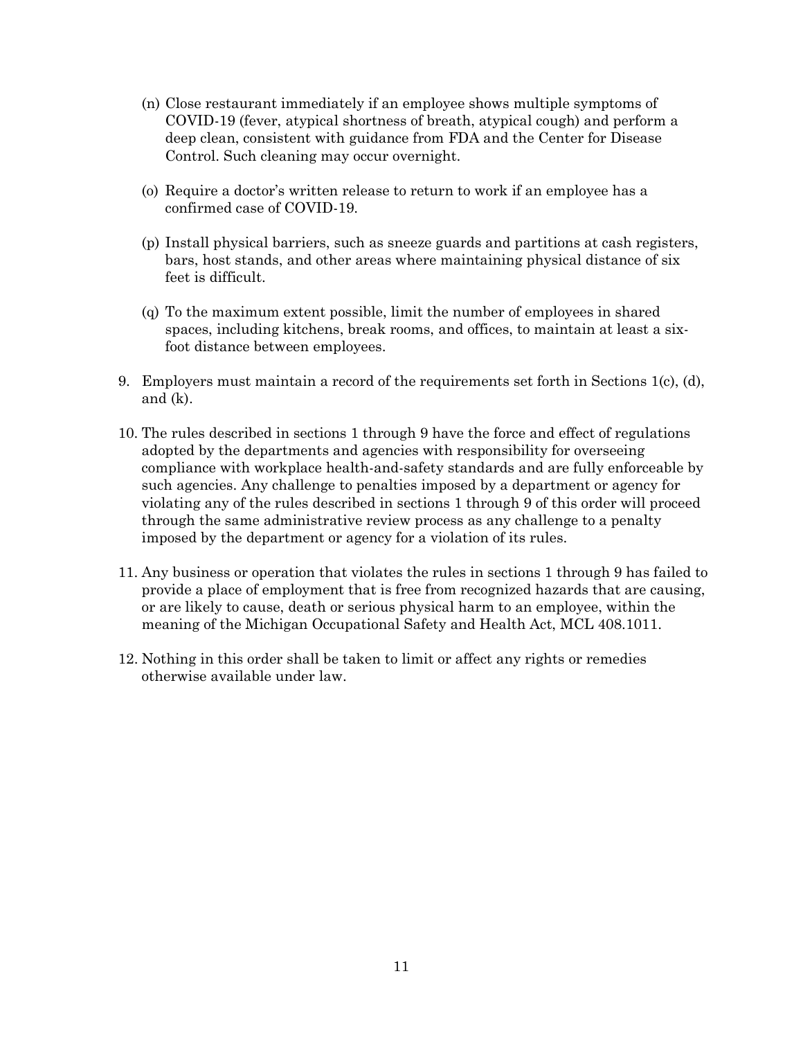(n) Close restaurant immediately if an employee shows multiple symptoms of COVID-19 (fever, atypical shortness of breath, atypical cough) and perform a deep clean, consistent with guidance from FDA and the Center for Disease Control. Such cleaning may occur overnight.

(o) Require a doctor's written release to return to work if an employee has a confirmed case of COVID-19.

(p) Install physical barriers, such as sneeze guards and partitions at cash registers, bars, host stands, and other areas where maintaining physical distance of six feet is difficult.

(q) To the maximum extent possible, limit the number of employees in shared spaces, including kitchens, break rooms, and offices, to maintain at least a six-foot distance between employees.

9. Employers must maintain a record of the requirements set forth in Sections 1(c), (d), and (k).

10. The rules described in sections 1 through 9 have the force and effect of regulations adopted by the departments and agencies with responsibility for overseeing compliance with workplace health-and-safety standards and are fully enforceable by such agencies. Any challenge to penalties imposed by a department or agency for violating any of the rules described in sections 1 through 9 of this order will proceed through the same administrative review process as any challenge to a penalty imposed by the department or agency for a violation of its rules.

11. Any business or operation that violates the rules in sections 1 through 9 has failed to provide a place of employment that is free from recognized hazards that are causing, or are likely to cause, death or serious physical harm to an employee, within the meaning of the Michigan Occupational Safety and Health Act, MCL 408.1011.

12. Nothing in this order shall be taken to limit or affect any rights or remedies otherwise available under law.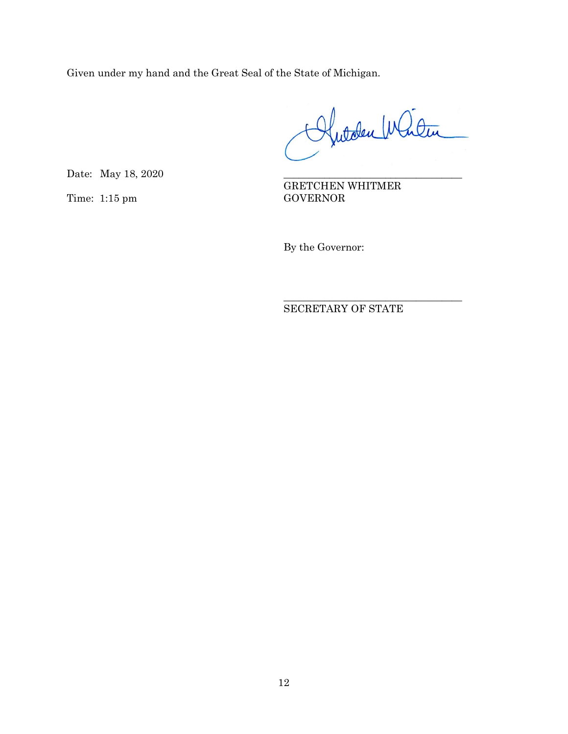Given under my hand and the Great Seal of the State of Michigan.

Date: May 18, 2020

Time: 1:15 pm

\_\_\_\_\_\_\_\_\_\_\_\_\_\_\_\_\_\_\_\_\_\_\_\_\_\_\_\_\_\_\_\_\_\_
GRETCHEN WHITMER
GOVERNOR

By the Governor:

\_\_\_\_\_\_\_\_\_\_\_\_\_\_\_\_\_\_\_\_\_\_\_\_\_\_\_\_\_\_\_\_\_\_
SECRETARY OF STATE